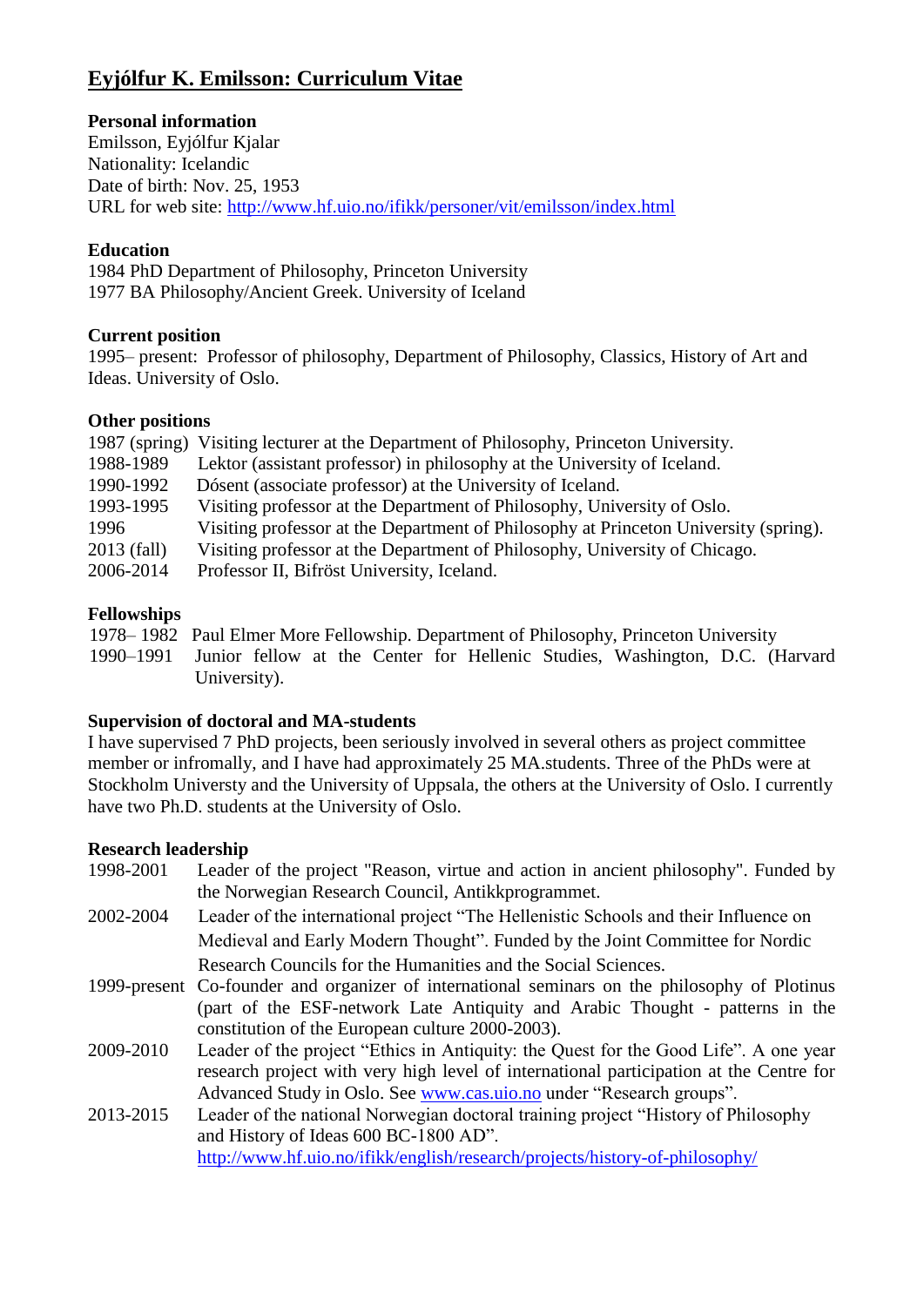# Eyjólfur K. Emilsson: Curriculum Vitae

**Personal information**
Emilsson, Eyjólfur Kjalar
Nationality: Icelandic
Date of birth: Nov. 25, 1953
URL for web site: http://www.hf.uio.no/ifikk/personer/vit/emilsson/index.html

**Education**
1984 PhD Department of Philosophy, Princeton University
1977 BA Philosophy/Ancient Greek. University of Iceland

**Current position**
1995– present: Professor of philosophy, Department of Philosophy, Classics, History of Art and Ideas. University of Oslo.

**Other positions**

1987 (spring) Visiting lecturer at the Department of Philosophy, Princeton University.
1988-1989 Lektor (assistant professor) in philosophy at the University of Iceland.
1990-1992 Dósent (associate professor) at the University of Iceland.
1993-1995 Visiting professor at the Department of Philosophy, University of Oslo.
1996 Visiting professor at the Department of Philosophy at Princeton University (spring).
2013 (fall) Visiting professor at the Department of Philosophy, University of Chicago.
2006-2014 Professor II, Bifröst University, Iceland.

**Fellowships**

1978– 1982 Paul Elmer More Fellowship. Department of Philosophy, Princeton University
1990–1991 Junior fellow at the Center for Hellenic Studies, Washington, D.C. (Harvard University).

**Supervision of doctoral and MA-students**
I have supervised 7 PhD projects, been seriously involved in several others as project committee member or infromally, and I have had approximately 25 MA.students. Three of the PhDs were at Stockholm Universty and the University of Uppsala, the others at the University of Oslo. I currently have two Ph.D. students at the University of Oslo.

**Research leadership**

1998-2001 Leader of the project "Reason, virtue and action in ancient philosophy". Funded by the Norwegian Research Council, Antikkprogrammet.
2002-2004 Leader of the international project “The Hellenistic Schools and their Influence on Medieval and Early Modern Thought”. Funded by the Joint Committee for Nordic Research Councils for the Humanities and the Social Sciences.
1999-present Co-founder and organizer of international seminars on the philosophy of Plotinus (part of the ESF-network Late Antiquity and Arabic Thought - patterns in the constitution of the European culture 2000-2003).
2009-2010 Leader of the project “Ethics in Antiquity: the Quest for the Good Life”. A one year research project with very high level of international participation at the Centre for Advanced Study in Oslo. See www.cas.uio.no under “Research groups”.
2013-2015 Leader of the national Norwegian doctoral training project “History of Philosophy and History of Ideas 600 BC-1800 AD”. http://www.hf.uio.no/ifikk/english/research/projects/history-of-philosophy/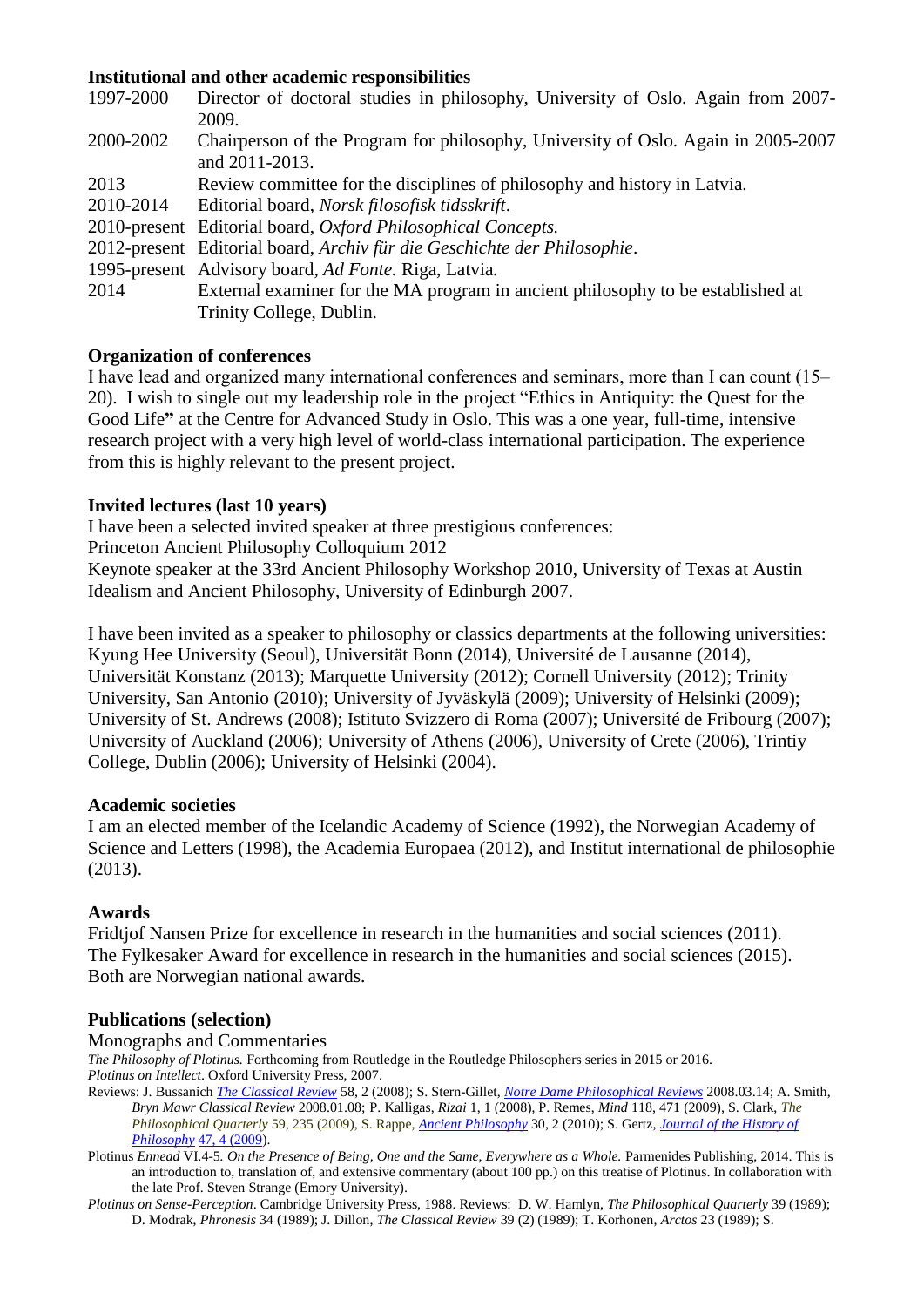**Institutional and other academic responsibilities**

| | |
|---|---|
| 1997-2000 | Director of doctoral studies in philosophy, University of Oslo. Again from 2007-2009. |
| 2000-2002 | Chairperson of the Program for philosophy, University of Oslo. Again in 2005-2007 and 2011-2013. |
| 2013 | Review committee for the disciplines of philosophy and history in Latvia. |
| 2010-2014 | Editorial board, *Norsk filosofisk tidsskrift*. |
| 2010-present | Editorial board, *Oxford Philosophical Concepts.* |
| 2012-present | Editorial board, *Archiv für die Geschichte der Philosophie*. |
| 1995-present | Advisory board, *Ad Fonte.* Riga, Latvia. |
| 2014 | External examiner for the MA program in ancient philosophy to be established at Trinity College, Dublin. |

**Organization of conferences**

I have lead and organized many international conferences and seminars, more than I can count (15–20). I wish to single out my leadership role in the project "Ethics in Antiquity: the Quest for the Good Life**"** at the Centre for Advanced Study in Oslo. This was a one year, full-time, intensive research project with a very high level of world-class international participation. The experience from this is highly relevant to the present project.

**Invited lectures (last 10 years)**

I have been a selected invited speaker at three prestigious conferences:
Princeton Ancient Philosophy Colloquium 2012
Keynote speaker at the 33rd Ancient Philosophy Workshop 2010, University of Texas at Austin
Idealism and Ancient Philosophy, University of Edinburgh 2007.

I have been invited as a speaker to philosophy or classics departments at the following universities: Kyung Hee University (Seoul), Universität Bonn (2014), Université de Lausanne (2014), Universität Konstanz (2013); Marquette University (2012); Cornell University (2012); Trinity University, San Antonio (2010); University of Jyväskylä (2009); University of Helsinki (2009); University of St. Andrews (2008); Istituto Svizzero di Roma (2007); Université de Fribourg (2007); University of Auckland (2006); University of Athens (2006), University of Crete (2006), Trintiy College, Dublin (2006); University of Helsinki (2004).

**Academic societies**

I am an elected member of the Icelandic Academy of Science (1992), the Norwegian Academy of Science and Letters (1998), the Academia Europaea (2012), and Institut international de philosophie (2013).

**Awards**

Fridtjof Nansen Prize for excellence in research in the humanities and social sciences (2011).
The Fylkesaker Award for excellence in research in the humanities and social sciences (2015).
Both are Norwegian national awards.

**Publications (selection)**

Monographs and Commentaries

*The Philosophy of Plotinus.* Forthcoming from Routledge in the Routledge Philosophers series in 2015 or 2016.

*Plotinus on Intellect*. Oxford University Press, 2007.

Reviews: J. Bussanich *The Classical Review* 58, 2 (2008); S. Stern-Gillet, *Notre Dame Philosophical Reviews* 2008.03.14; A. Smith, *Bryn Mawr Classical Review* 2008.01.08; P. Kalligas, *Rizai* 1, 1 (2008), P. Remes, *Mind* 118, 471 (2009), S. Clark, *The Philosophical Quarterly* 59, 235 (2009), S. Rappe, *Ancient Philosophy* 30, 2 (2010); S. Gertz, *Journal of the History of Philosophy* 47, 4 (2009).

Plotinus *Ennead* VI.4-5*. On the Presence of Being, One and the Same, Everywhere as a Whole.* Parmenides Publishing, 2014. This is an introduction to, translation of, and extensive commentary (about 100 pp.) on this treatise of Plotinus. In collaboration with the late Prof. Steven Strange (Emory University).

*Plotinus on Sense-Perception*. Cambridge University Press, 1988. Reviews: D. W. Hamlyn, *The Philosophical Quarterly* 39 (1989); D. Modrak, *Phronesis* 34 (1989); J. Dillon, *The Classical Review* 39 (2) (1989); T. Korhonen, *Arctos* 23 (1989); S.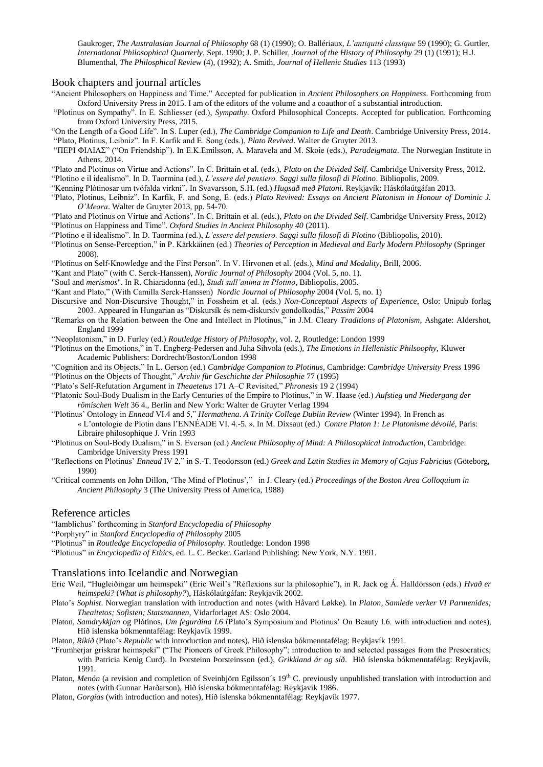Gaukroger, *The Australasian Journal of Philosophy* 68 (1) (1990); O. Ballériaux, *L'antiquité classique* 59 (1990); G. Gurtler, *International Philosophical Quarterly*, Sept. 1990; J. P. Schiller, *Journal of the History of Philosophy* 29 (1) (1991); H.J. Blumenthal, *The Philosphical Review* (4), (1992); A. Smith, *Journal of Hellenic Studies* 113 (1993)

## Book chapters and journal articles

"Ancient Philosophers on Happiness and Time." Accepted for publication in *Ancient Philosophers on Happiness*. Forthcoming from Oxford University Press in 2015. I am of the editors of the volume and a coauthor of a substantial introduction.

"Plotinus on Sympathy". In E. Schliesser (ed.), *Sympathy*. Oxford Philosophical Concepts. Accepted for publication. Forthcoming from Oxford University Press, 2015.

"On the Length of a Good Life". In S. Luper (ed.), *The Cambridge Companion to Life and Death*. Cambridge University Press, 2014.

"Plato, Plotinus, Leibniz". In F. Karfík and E. Song (eds.), *Plato Revived*. Walter de Gruyter 2013.

"ΠΕΡΙ ΦΙΛΙΑΣ" ("On Friendship"). In E.K.Emilsson, A. Maravela and M. Skoie (eds.), *Paradeigmata*. The Norwegian Institute in Athens. 2014.

"Plato and Plotinus on Virtue and Actions". In C. Brittain et al. (eds.), *Plato on the Divided Self*. Cambridge University Press, 2012.

"Plotino e il idealismo". In D. Taormina (ed.), *L'essere del pensiero. Saggi sulla filosofi di Plotino*. Bibliopolis, 2009.

"Kenning Plótinosar um tvöfalda virkni". In Svavarsson, S.H. (ed.) *Hugsað með Platoni*. Reykjavík: Háskólaútgáfan 2013.

"Plato, Plotinus, Leibniz". In Karfík, F. and Song, E. (eds.) *Plato Revived: Essays on Ancient Platonism in Honour of Dominic J. O'Meara*. Walter de Gruyter 2013, pp. 54-70.

"Plato and Plotinus on Virtue and Actions". In C. Brittain et al. (eds.), *Plato on the Divided Self*. Cambridge University Press, 2012)

"Plotinus on Happiness and Time". *Oxford Studies in Ancient Philosophy 40* (2011).

"Plotino e il idealismo". In D. Taormina (ed.), *L'essere del pensiero. Saggi sulla filosofi di Plotino* (Bibliopolis, 2010).

"Plotinus on Sense-Perception," in P. Kärkkäinen (ed.) *Theories of Perception in Medieval and Early Modern Philosophy* (Springer 2008).

"Plotinus on Self-Knowledge and the First Person". In V. Hirvonen et al. (eds.), *Mind and Modality*, Brill, 2006.

"Kant and Plato" (with C. Serck-Hanssen), *Nordic Journal of Philosophy* 2004 (Vol. 5, no. 1).

"Soul and *merismos*". In R. Chiaradonna (ed.), *Studi sull'anima in Plotino*, Bibliopolis, 2005.

"Kant and Plato," (With Camilla Serck-Hanssen) *Nordic Journal of Philosophy* 2004 (Vol. 5, no. 1)

Discursive and Non-Discursive Thought," in Fossheim et al. (eds.) *Non-Conceptual Aspects of Experience*, Oslo: Unipub forlag 2003. Appeared in Hungarian as "Diskursík és nem-diskursív gondolkodás," *Passim* 2004

"Remarks on the Relation between the One and Intellect in Plotinus," in J.M. Cleary *Traditions of Platonism*, Ashgate: Aldershot, England 1999

"Neoplatonism," in D. Furley (ed.) *Routledge History of Philosophy*, vol. 2, Routledge: London 1999

"Plotinus on the Emotions," in T. Engberg-Pedersen and Juha Sihvola (eds.), *The Emotions in Hellenistic Philsoophy*, Kluwer Academic Publishers: Dordrecht/Boston/London 1998

"Cognition and its Objects," In L. Gerson (ed.) *Cambridge Companion to Plotinus*, Cambridge: *Cambridge University Press* 1996

"Plotinus on the Objects of Thought," *Archiv für Geschichte der Philosophie* 77 (1995)

"Plato's Self-Refutation Argument in *Theaetetus* 171 A–C Revisited," *Phronesis* 19 2 (1994)

"Platonic Soul-Body Dualism in the Early Centuries of the Empire to Plotinus," in W. Haase (ed.) *Aufstieg und Niedergang der römischen Welt* 36 4., Berlin and New York: Walter de Gruyter Verlag 1994

"Plotinus' Ontology in *Ennead* VI.4 and 5," *Hermathena. A Trinity College Dublin Review* (Winter 1994). In French as « L'ontologie de Plotin dans l'ENNÉADE VI. 4.-5. ». In M. Dixsaut (ed.) *Contre Platon 1: Le Platonisme dévoilé*, Paris: Libraire philosophique J. Vrin 1993

"Plotinus on Soul-Body Dualism," in S. Everson (ed.) *Ancient Philosophy of Mind: A Philosophical Introduction*, Cambridge: Cambridge University Press 1991

"Reflections on Plotinus' *Ennead* IV 2," in S.-T. Teodorsson (ed.) *Greek and Latin Studies in Memory of Cajus Fabricius* (Göteborg, 1990)

"Critical comments on John Dillon, 'The Mind of Plotinus'," in J. Cleary (ed.) *Proceedings of the Boston Area Colloquium in Ancient Philosophy* 3 (The University Press of America, 1988)

## Reference articles

"Iamblichus" forthcoming in *Stanford Encyclopedia of Philosophy*

"Porphyry" in *Stanford Encyclopedia of Philosophy* 2005

"Plotinus" in *Routledge Encyclopedia of Philosophy*. Routledge: London 1998

"Plotinus" in *Encyclopedia of Ethics*, ed. L. C. Becker. Garland Publishing: New York, N.Y. 1991.

## Translations into Icelandic and Norwegian

Eric Weil, "Hugleiðingar um heimspeki" (Eric Weil's "Réflexions sur la philosophie"), in R. Jack og Á. Halldórsson (eds.) *Hvað er heimspeki?* (*What is philosophy?*), Háskólaútgáfan: Reykjavík 2002.

Plato's *Sophist*. Norwegian translation with introduction and notes (with Håvard Løkke). In *Platon, Samlede verker VI Parmenides; Theaitetos; Sofisten; Statsmannen*, Vidarforlaget AS: Oslo 2004.

Platon, *Samdrykkjan* og Plótínos, *Um fegurðina I.6* (Plato's Symposium and Plotinus' On Beauty I.6. with introduction and notes), Hið íslenska bókmenntafélag: Reykjavík 1999.

Platon, *Ríkið* (Plato's *Republic* with introduction and notes), Hið íslenska bókmenntafélag: Reykjavík 1991.

"Frumherjar grískrar heimspeki" ("The Pioneers of Greek Philosophy"; introduction to and selected passages from the Presocratics; with Patricia Kenig Curd). In Þorsteinn Þorsteinsson (ed.), *Grikkland ár og síð*. Hið íslenska bókmenntafélag: Reykjavík, 1991.

Platon, *Menón* (a revision and completion of Sveinbjörn Egilsson´s 19th C. previously unpublished translation with introduction and notes (with Gunnar Harðarson), Hið íslenska bókmenntafélag: Reykjavík 1986.

Platon, *Gorgías* (with introduction and notes), Hið íslenska bókmenntafélag: Reykjavík 1977.